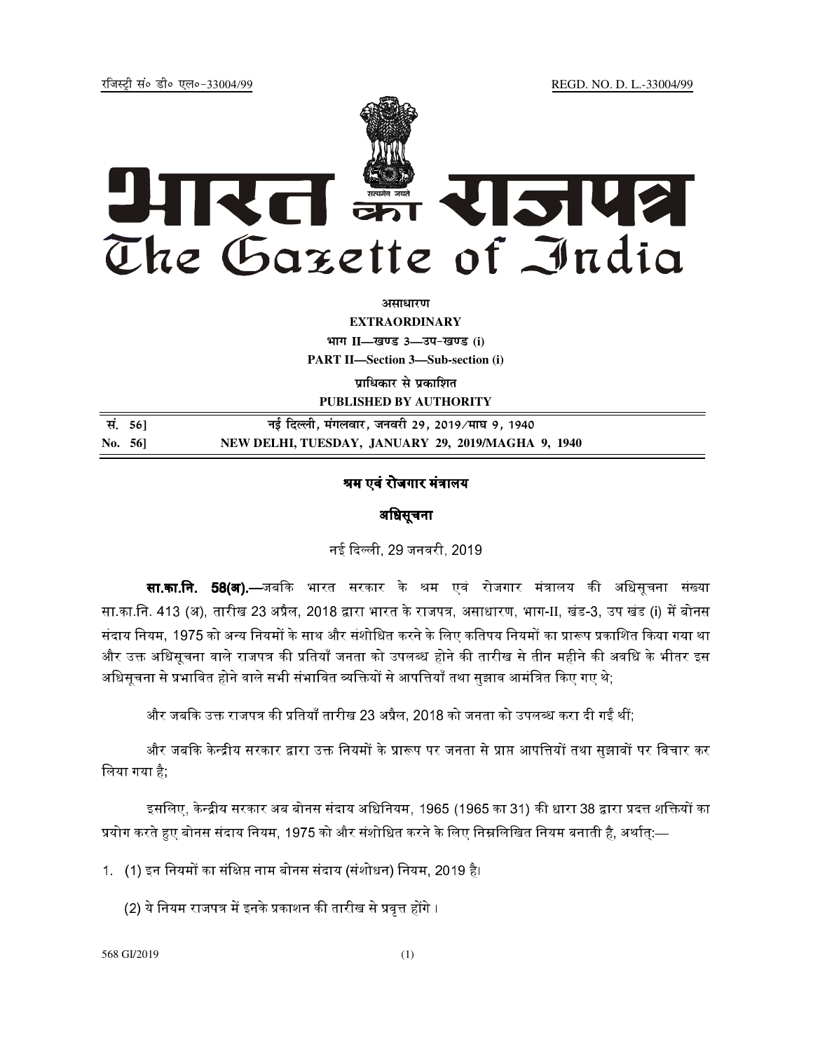रजिस्ट्री सं० डी० एल०-33004/99 REGD. NO. D. L.-33004/99

# भारत का राजपत्र
# The Gazette of India

**असाधारण**

**EXTRAORDINARY**

**भाग II—खण्ड 3—उप-खण्ड (i)**

**PART II—Section 3—Sub-section (i)**

**प्राधिकार से प्रकाशित**

**PUBLISHED BY AUTHORITY**

| | |
|---|---|
| **सं. 56]** | **नई दिल्ली, मंगलवार, जनवरी 29, 2019/माघ 9, 1940** |
| **No. 56]** | **NEW DELHI, TUESDAY, JANUARY 29, 2019/MAGHA 9, 1940** |

## श्रम एवं रोजगार मंत्रालय

### अधिसूचना

नई दिल्ली, 29 जनवरी, 2019

**सा.का.नि. 58(अ).**—जबकि भारत सरकार के श्रम एवं रोजगार मंत्रालय की अधिसूचना संख्या सा.का.नि. 413 (अ), तारीख 23 अप्रैल, 2018 द्वारा भारत के राजपत्र, असाधारण, भाग-II, खंड-3, उप खंड (i) में बोनस संदाय नियम, 1975 को अन्य नियमों के साथ और संशोधित करने के लिए कतिपय नियमों का प्रारूप प्रकाशित किया गया था और उक्त अधिसूचना वाले राजपत्र की प्रतियाँ जनता को उपलब्ध होने की तारीख से तीन महीने की अवधि के भीतर इस अधिसूचना से प्रभावित होने वाले सभी संभावित व्यक्तियों से आपत्तियाँ तथा सुझाव आमंत्रित किए गए थे;

और जबकि उक्त राजपत्र की प्रतियाँ तारीख 23 अप्रैल, 2018 को जनता को उपलब्ध करा दी गईं थीं;

और जबकि केन्द्रीय सरकार द्वारा उक्त नियमों के प्रारूप पर जनता से प्राप्त आपत्तियों तथा सुझावों पर विचार कर लिया गया है;

इसलिए, केन्द्रीय सरकार अब बोनस संदाय अधिनियम, 1965 (1965 का 31) की धारा 38 द्वारा प्रदत्त शक्तियों का प्रयोग करते हुए बोनस संदाय नियम, 1975 को और संशोधित करने के लिए निम्नलिखित नियम बनाती है, अर्थात्:—

1. (1) इन नियमों का संक्षिप्त नाम बोनस संदाय (संशोधन) नियम, 2019 है।

   (2) ये नियम राजपत्र में इनके प्रकाशन की तारीख से प्रवृत्त होंगे ।

568 GI/2019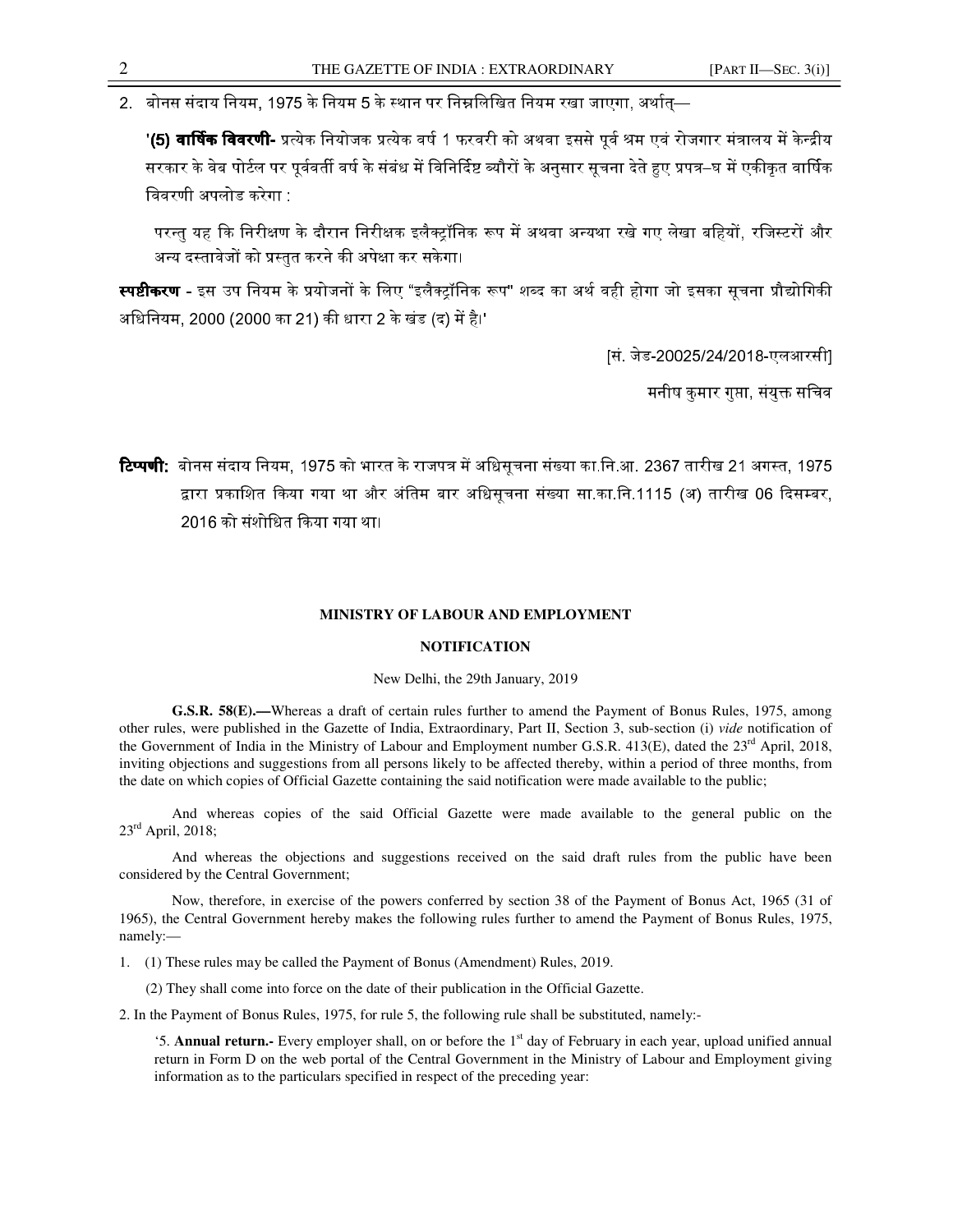2. बोनस संदाय नियम, 1975 के नियम 5 के स्थान पर निम्नलिखित नियम रखा जाएगा, अर्थात्—

'**(5) वार्षिक विवरणी-** प्रत्येक नियोजक प्रत्येक वर्ष 1 फरवरी को अथवा इससे पूर्व श्रम एवं रोजगार मंत्रालय में केन्द्रीय सरकार के वेब पोर्टल पर पूर्ववर्ती वर्ष के संबंध में विनिर्दिष्ट ब्यौरों के अनुसार सूचना देते हुए प्रपत्र–घ में एकीकृत वार्षिक विवरणी अपलोड करेगा :

परन्तु यह कि निरीक्षण के दौरान निरीक्षक इलैक्ट्रॉनिक रूप में अथवा अन्यथा रखे गए लेखा बहियों, रजिस्टरों और अन्य दस्तावेजों को प्रस्तुत करने की अपेक्षा कर सकेगा।

**स्पष्टीकरण -** इस उप नियम के प्रयोजनों के लिए "इलैक्ट्रॉनिक रूप" शब्द का अर्थ वही होगा जो इसका सूचना प्रौद्योगिकी अधिनियम, 2000 (2000 का 21) की धारा 2 के खंड (द) में है।'

[सं. जेड-20025/24/2018-एलआरसी]

मनीष कुमार गुप्ता, संयुक्त सचिव

**टिप्पणी:** बोनस संदाय नियम, 1975 को भारत के राजपत्र में अधिसूचना संख्या का.नि.आ. 2367 तारीख 21 अगस्त, 1975 द्वारा प्रकाशित किया गया था और अंतिम बार अधिसूचना संख्या सा.का.नि.1115 (अ) तारीख 06 दिसम्बर, 2016 को संशोधित किया गया था।

**MINISTRY OF LABOUR AND EMPLOYMENT**

**NOTIFICATION**

New Delhi, the 29th January, 2019

**G.S.R. 58(E).—**Whereas a draft of certain rules further to amend the Payment of Bonus Rules, 1975, among other rules, were published in the Gazette of India, Extraordinary, Part II, Section 3, sub-section (i) *vide* notification of the Government of India in the Ministry of Labour and Employment number G.S.R. 413(E), dated the 23rd April, 2018, inviting objections and suggestions from all persons likely to be affected thereby, within a period of three months, from the date on which copies of Official Gazette containing the said notification were made available to the public;

And whereas copies of the said Official Gazette were made available to the general public on the 23rd April, 2018;

And whereas the objections and suggestions received on the said draft rules from the public have been considered by the Central Government;

Now, therefore, in exercise of the powers conferred by section 38 of the Payment of Bonus Act, 1965 (31 of 1965), the Central Government hereby makes the following rules further to amend the Payment of Bonus Rules, 1975, namely:—

1. (1) These rules may be called the Payment of Bonus (Amendment) Rules, 2019.

   (2) They shall come into force on the date of their publication in the Official Gazette.

2. In the Payment of Bonus Rules, 1975, for rule 5, the following rule shall be substituted, namely:-

'5. **Annual return.-** Every employer shall, on or before the 1st day of February in each year, upload unified annual return in Form D on the web portal of the Central Government in the Ministry of Labour and Employment giving information as to the particulars specified in respect of the preceding year: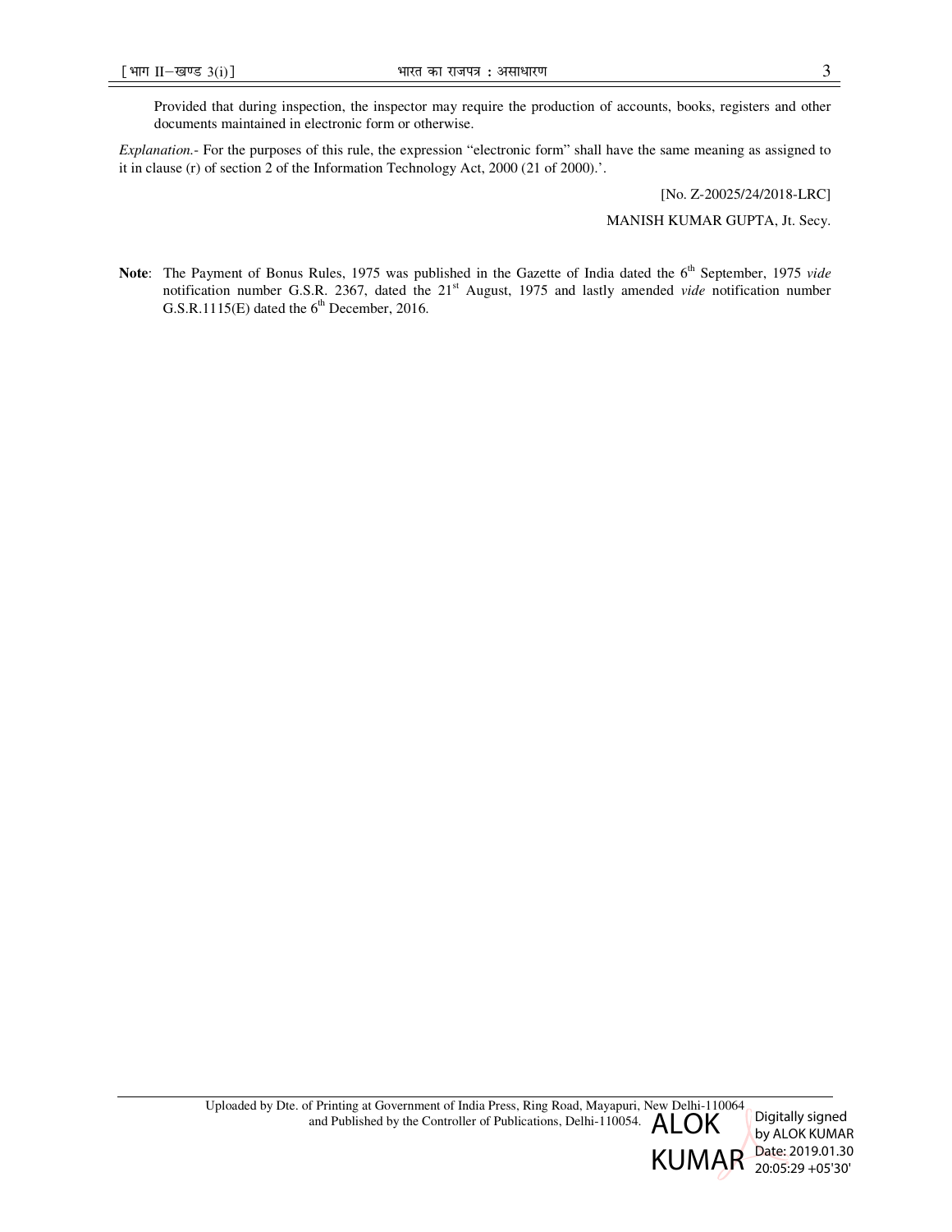Provided that during inspection, the inspector may require the production of accounts, books, registers and other documents maintained in electronic form or otherwise.

*Explanation.-* For the purposes of this rule, the expression "electronic form" shall have the same meaning as assigned to it in clause (r) of section 2 of the Information Technology Act, 2000 (21 of 2000).'.

[No. Z-20025/24/2018-LRC]

MANISH KUMAR GUPTA, Jt. Secy.

**Note**: The Payment of Bonus Rules, 1975 was published in the Gazette of India dated the 6th September, 1975 *vide* notification number G.S.R. 2367, dated the 21st August, 1975 and lastly amended *vide* notification number G.S.R.1115(E) dated the 6th December, 2016.

Uploaded by Dte. of Printing at Government of India Press, Ring Road, Mayapuri, New Delhi-110064 and Published by the Controller of Publications, Delhi-110054.